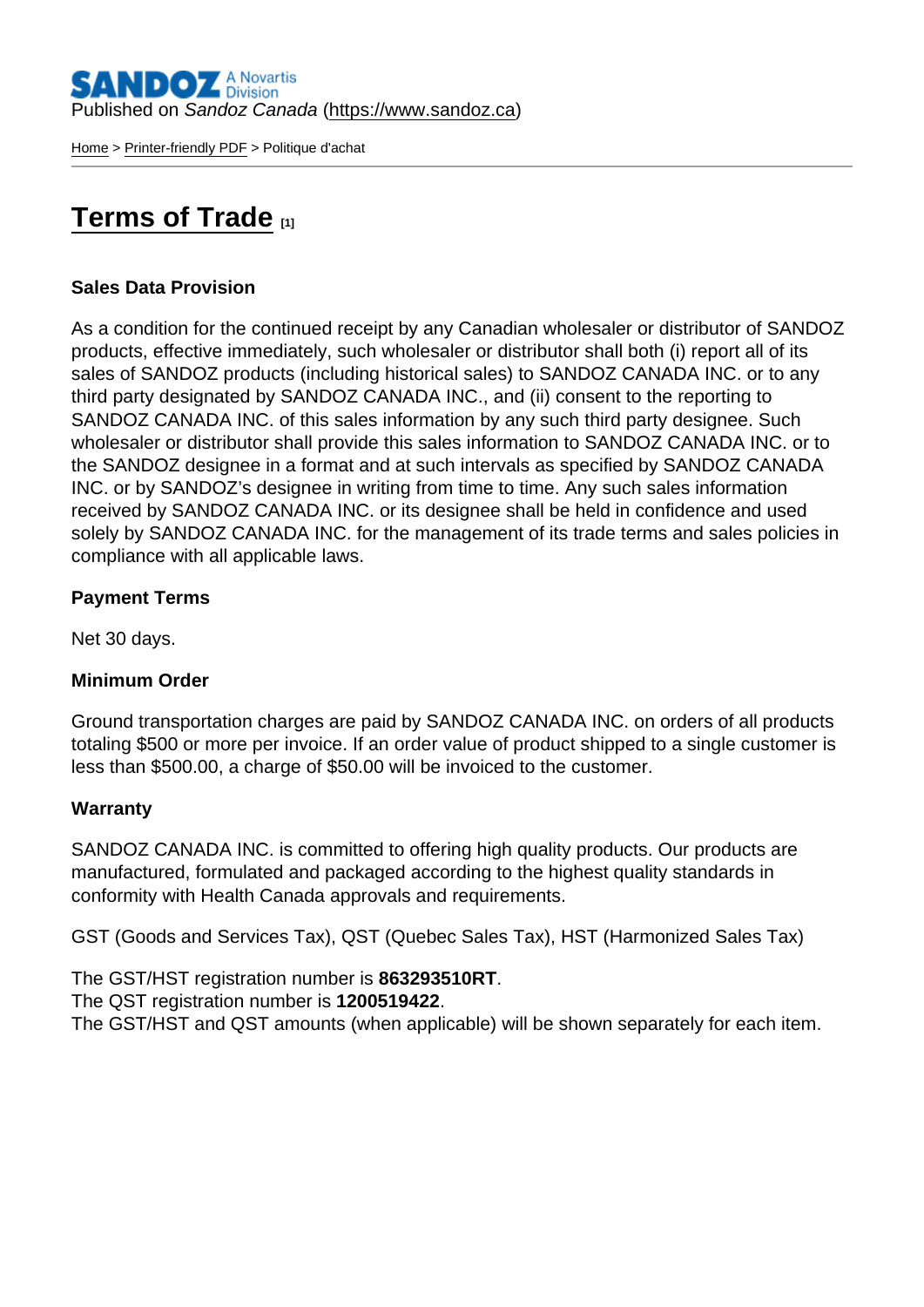Published on *Sandoz Canada* (https://www.sandoz.ca)

Home > Printer-friendly PDF > Politique d'achat

# Terms of Trade [1]

**Sales Data Provision**

As a condition for the continued receipt by any Canadian wholesaler or distributor of SANDOZ products, effective immediately, such wholesaler or distributor shall both (i) report all of its sales of SANDOZ products (including historical sales) to SANDOZ CANADA INC. or to any third party designated by SANDOZ CANADA INC., and (ii) consent to the reporting to SANDOZ CANADA INC. of this sales information by any such third party designee. Such wholesaler or distributor shall provide this sales information to SANDOZ CANADA INC. or to the SANDOZ designee in a format and at such intervals as specified by SANDOZ CANADA INC. or by SANDOZ's designee in writing from time to time. Any such sales information received by SANDOZ CANADA INC. or its designee shall be held in confidence and used solely by SANDOZ CANADA INC. for the management of its trade terms and sales policies in compliance with all applicable laws.

**Payment Terms**

Net 30 days.

**Minimum Order**

Ground transportation charges are paid by SANDOZ CANADA INC. on orders of all products totaling $500 or more per invoice. If an order value of product shipped to a single customer is less than $500.00, a charge of $50.00 will be invoiced to the customer.

**Warranty**

SANDOZ CANADA INC. is committed to offering high quality products. Our products are manufactured, formulated and packaged according to the highest quality standards in conformity with Health Canada approvals and requirements.

GST (Goods and Services Tax), QST (Quebec Sales Tax), HST (Harmonized Sales Tax)

The GST/HST registration number is **863293510RT**.
The QST registration number is **1200519422**.
The GST/HST and QST amounts (when applicable) will be shown separately for each item.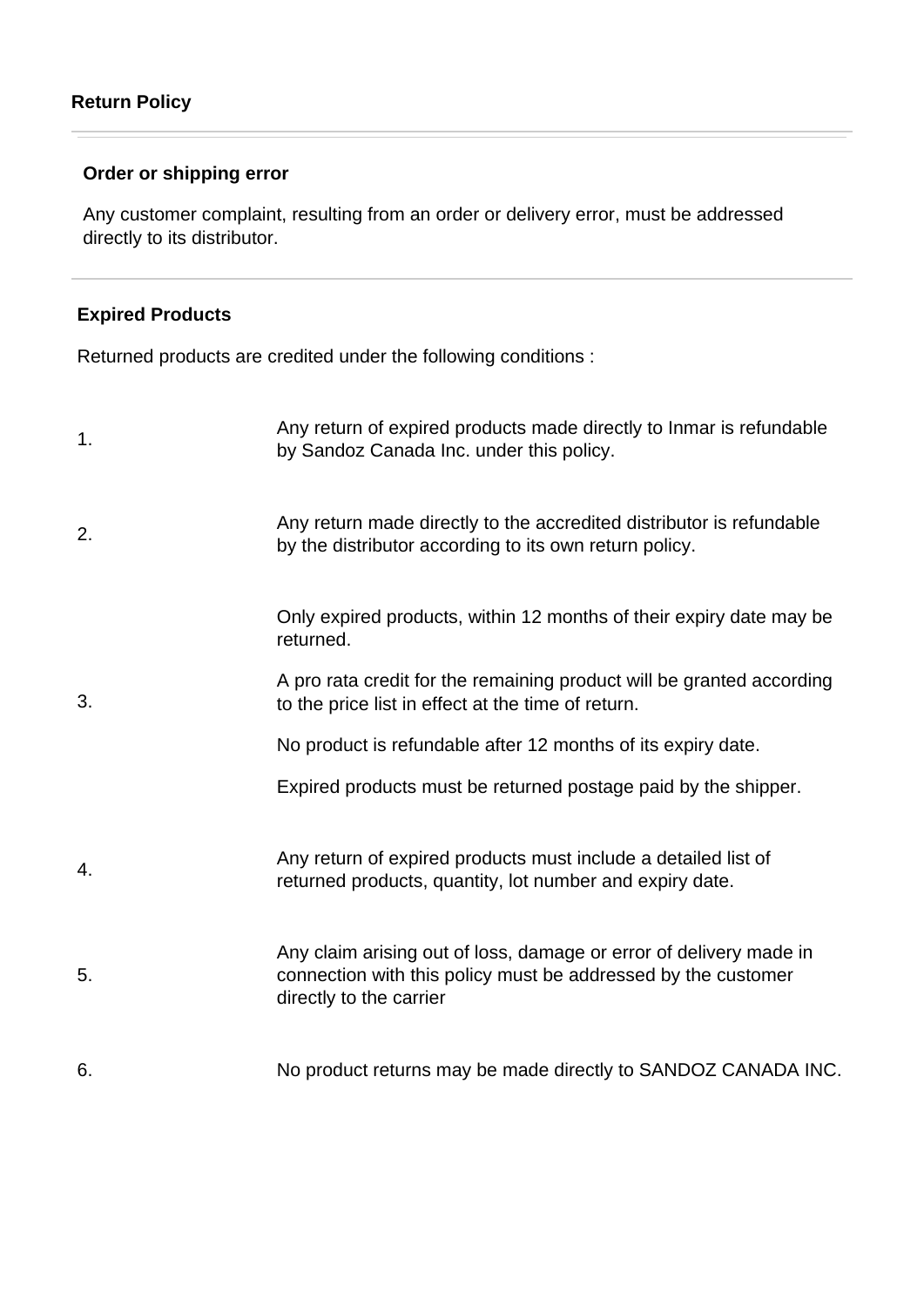## Return Policy

### Order or shipping error

Any customer complaint, resulting from an order or delivery error, must be addressed directly to its distributor.

### Expired Products

Returned products are credited under the following conditions :

| | |
|---|---|
| 1. | Any return of expired products made directly to Inmar is refundable by Sandoz Canada Inc. under this policy. |
| 2. | Any return made directly to the accredited distributor is refundable by the distributor according to its own return policy. |
| 3. | Only expired products, within 12 months of their expiry date may be returned.<br><br>A pro rata credit for the remaining product will be granted according to the price list in effect at the time of return.<br><br>No product is refundable after 12 months of its expiry date.<br><br>Expired products must be returned postage paid by the shipper. |
| 4. | Any return of expired products must include a detailed list of returned products, quantity, lot number and expiry date. |
| 5. | Any claim arising out of loss, damage or error of delivery made in connection with this policy must be addressed by the customer directly to the carrier |
| 6. | No product returns may be made directly to SANDOZ CANADA INC. |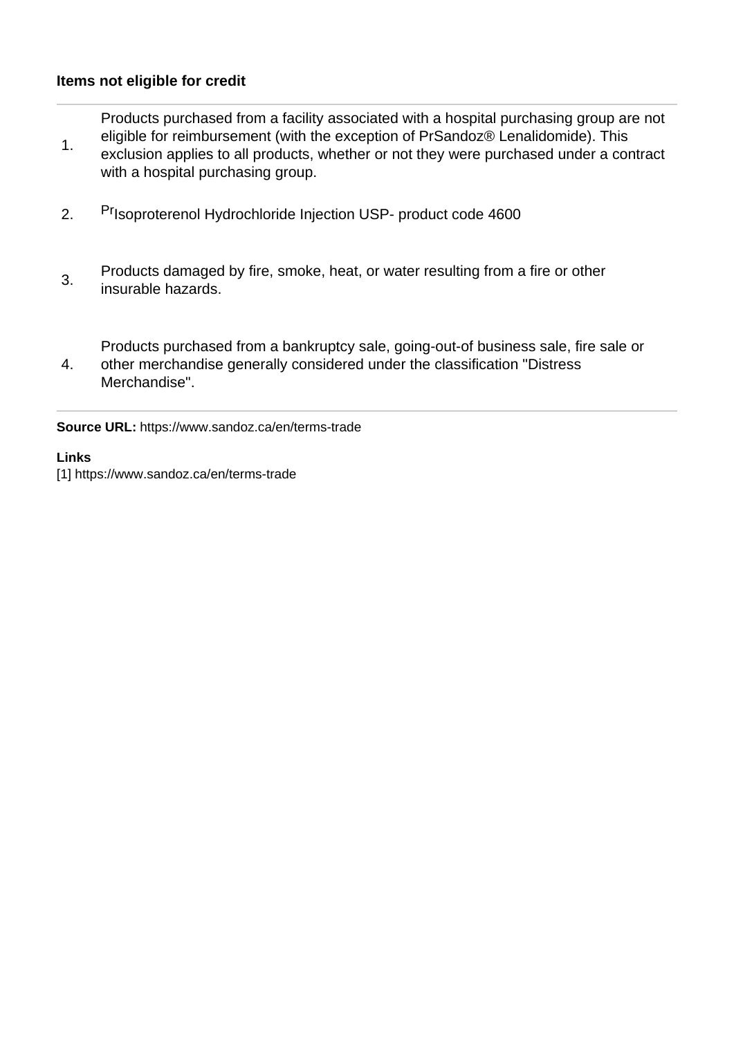**Items not eligible for credit**

1. Products purchased from a facility associated with a hospital purchasing group are not eligible for reimbursement (with the exception of PrSandoz® Lenalidomide). This exclusion applies to all products, whether or not they were purchased under a contract with a hospital purchasing group.
2. PrIsoproterenol Hydrochloride Injection USP- product code 4600
3. Products damaged by fire, smoke, heat, or water resulting from a fire or other insurable hazards.
4. Products purchased from a bankruptcy sale, going-out-of business sale, fire sale or other merchandise generally considered under the classification "Distress Merchandise".

**Source URL:** https://www.sandoz.ca/en/terms-trade

**Links**
[1] https://www.sandoz.ca/en/terms-trade